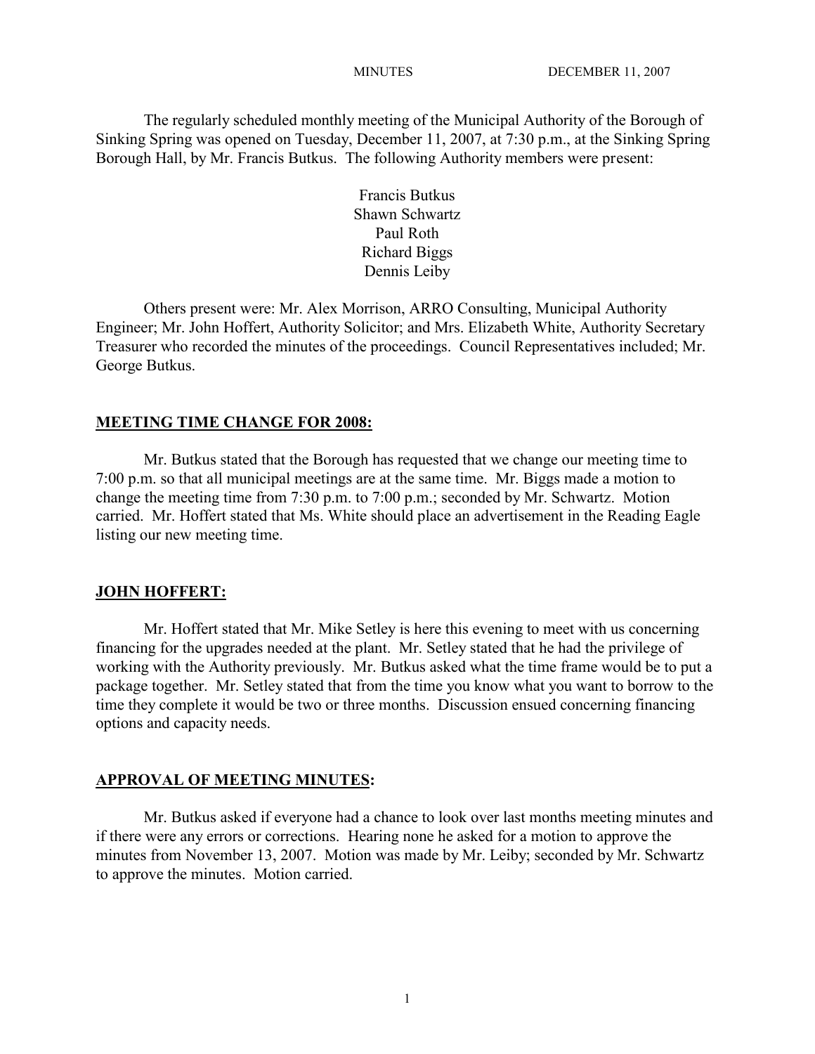MINUTES DECEMBER 11, 2007

The regularly scheduled monthly meeting of the Municipal Authority of the Borough of Sinking Spring was opened on Tuesday, December 11, 2007, at 7:30 p.m., at the Sinking Spring Borough Hall, by Mr. Francis Butkus. The following Authority members were present:

Francis Butkus
Shawn Schwartz
Paul Roth
Richard Biggs
Dennis Leiby

Others present were: Mr. Alex Morrison, ARRO Consulting, Municipal Authority Engineer; Mr. John Hoffert, Authority Solicitor; and Mrs. Elizabeth White, Authority Secretary Treasurer who recorded the minutes of the proceedings. Council Representatives included; Mr. George Butkus.

**MEETING TIME CHANGE FOR 2008:**

Mr. Butkus stated that the Borough has requested that we change our meeting time to 7:00 p.m. so that all municipal meetings are at the same time. Mr. Biggs made a motion to change the meeting time from 7:30 p.m. to 7:00 p.m.; seconded by Mr. Schwartz. Motion carried. Mr. Hoffert stated that Ms. White should place an advertisement in the Reading Eagle listing our new meeting time.

**JOHN HOFFERT:**

Mr. Hoffert stated that Mr. Mike Setley is here this evening to meet with us concerning financing for the upgrades needed at the plant. Mr. Setley stated that he had the privilege of working with the Authority previously. Mr. Butkus asked what the time frame would be to put a package together. Mr. Setley stated that from the time you know what you want to borrow to the time they complete it would be two or three months. Discussion ensued concerning financing options and capacity needs.

**APPROVAL OF MEETING MINUTES:**

Mr. Butkus asked if everyone had a chance to look over last months meeting minutes and if there were any errors or corrections. Hearing none he asked for a motion to approve the minutes from November 13, 2007. Motion was made by Mr. Leiby; seconded by Mr. Schwartz to approve the minutes. Motion carried.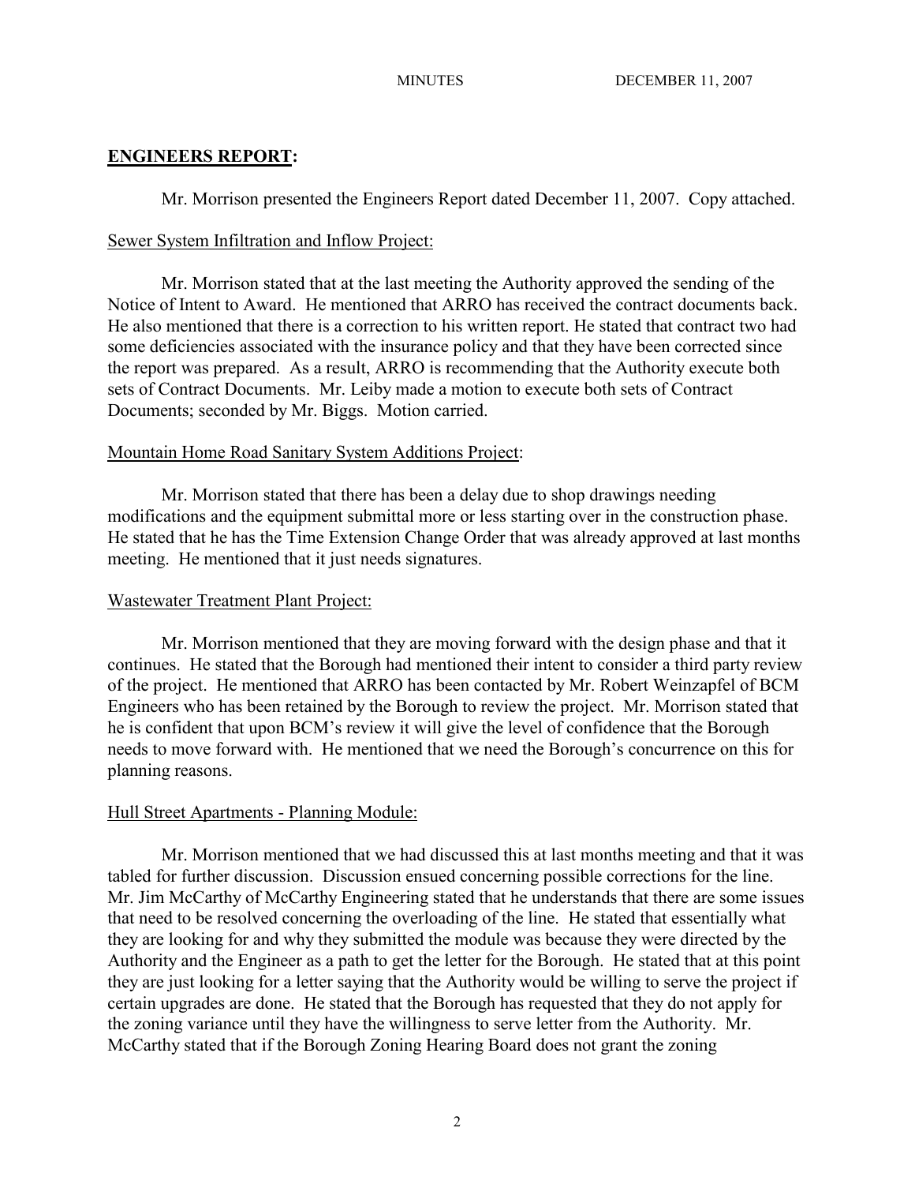## ENGINEERS REPORT:

Mr. Morrison presented the Engineers Report dated December 11, 2007. Copy attached.

Sewer System Infiltration and Inflow Project:

Mr. Morrison stated that at the last meeting the Authority approved the sending of the Notice of Intent to Award. He mentioned that ARRO has received the contract documents back. He also mentioned that there is a correction to his written report. He stated that contract two had some deficiencies associated with the insurance policy and that they have been corrected since the report was prepared. As a result, ARRO is recommending that the Authority execute both sets of Contract Documents. Mr. Leiby made a motion to execute both sets of Contract Documents; seconded by Mr. Biggs. Motion carried.

Mountain Home Road Sanitary System Additions Project:

Mr. Morrison stated that there has been a delay due to shop drawings needing modifications and the equipment submittal more or less starting over in the construction phase. He stated that he has the Time Extension Change Order that was already approved at last months meeting. He mentioned that it just needs signatures.

Wastewater Treatment Plant Project:

Mr. Morrison mentioned that they are moving forward with the design phase and that it continues. He stated that the Borough had mentioned their intent to consider a third party review of the project. He mentioned that ARRO has been contacted by Mr. Robert Weinzapfel of BCM Engineers who has been retained by the Borough to review the project. Mr. Morrison stated that he is confident that upon BCM's review it will give the level of confidence that the Borough needs to move forward with. He mentioned that we need the Borough's concurrence on this for planning reasons.

Hull Street Apartments - Planning Module:

Mr. Morrison mentioned that we had discussed this at last months meeting and that it was tabled for further discussion. Discussion ensued concerning possible corrections for the line. Mr. Jim McCarthy of McCarthy Engineering stated that he understands that there are some issues that need to be resolved concerning the overloading of the line. He stated that essentially what they are looking for and why they submitted the module was because they were directed by the Authority and the Engineer as a path to get the letter for the Borough. He stated that at this point they are just looking for a letter saying that the Authority would be willing to serve the project if certain upgrades are done. He stated that the Borough has requested that they do not apply for the zoning variance until they have the willingness to serve letter from the Authority. Mr. McCarthy stated that if the Borough Zoning Hearing Board does not grant the zoning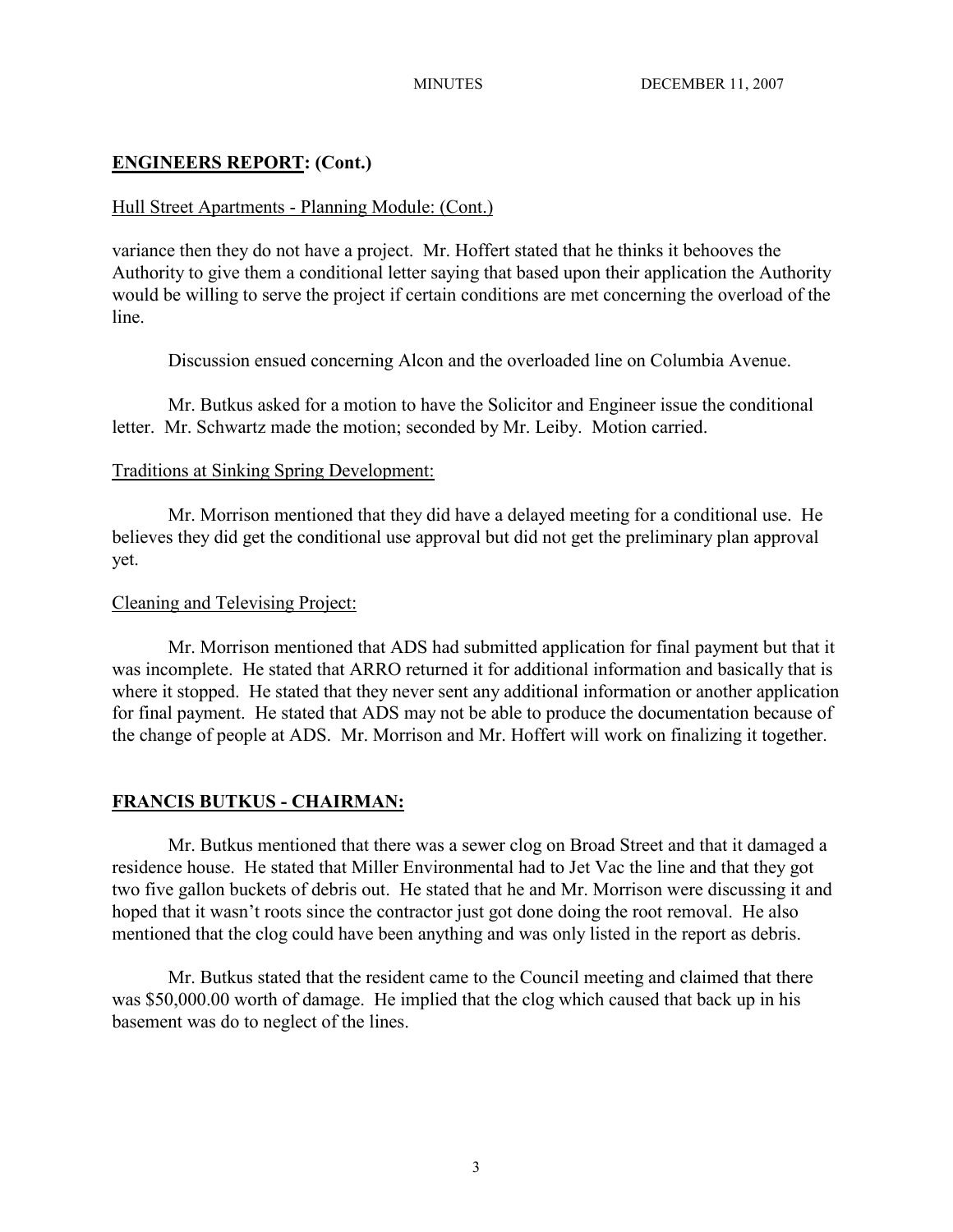## **ENGINEERS REPORT: (Cont.)**

Hull Street Apartments - Planning Module: (Cont.)

variance then they do not have a project. Mr. Hoffert stated that he thinks it behooves the Authority to give them a conditional letter saying that based upon their application the Authority would be willing to serve the project if certain conditions are met concerning the overload of the line.

Discussion ensued concerning Alcon and the overloaded line on Columbia Avenue.

Mr. Butkus asked for a motion to have the Solicitor and Engineer issue the conditional letter. Mr. Schwartz made the motion; seconded by Mr. Leiby. Motion carried.

Traditions at Sinking Spring Development:

Mr. Morrison mentioned that they did have a delayed meeting for a conditional use. He believes they did get the conditional use approval but did not get the preliminary plan approval yet.

Cleaning and Televising Project:

Mr. Morrison mentioned that ADS had submitted application for final payment but that it was incomplete. He stated that ARRO returned it for additional information and basically that is where it stopped. He stated that they never sent any additional information or another application for final payment. He stated that ADS may not be able to produce the documentation because of the change of people at ADS. Mr. Morrison and Mr. Hoffert will work on finalizing it together.

## **FRANCIS BUTKUS - CHAIRMAN:**

Mr. Butkus mentioned that there was a sewer clog on Broad Street and that it damaged a residence house. He stated that Miller Environmental had to Jet Vac the line and that they got two five gallon buckets of debris out. He stated that he and Mr. Morrison were discussing it and hoped that it wasn't roots since the contractor just got done doing the root removal. He also mentioned that the clog could have been anything and was only listed in the report as debris.

Mr. Butkus stated that the resident came to the Council meeting and claimed that there was $50,000.00 worth of damage. He implied that the clog which caused that back up in his basement was do to neglect of the lines.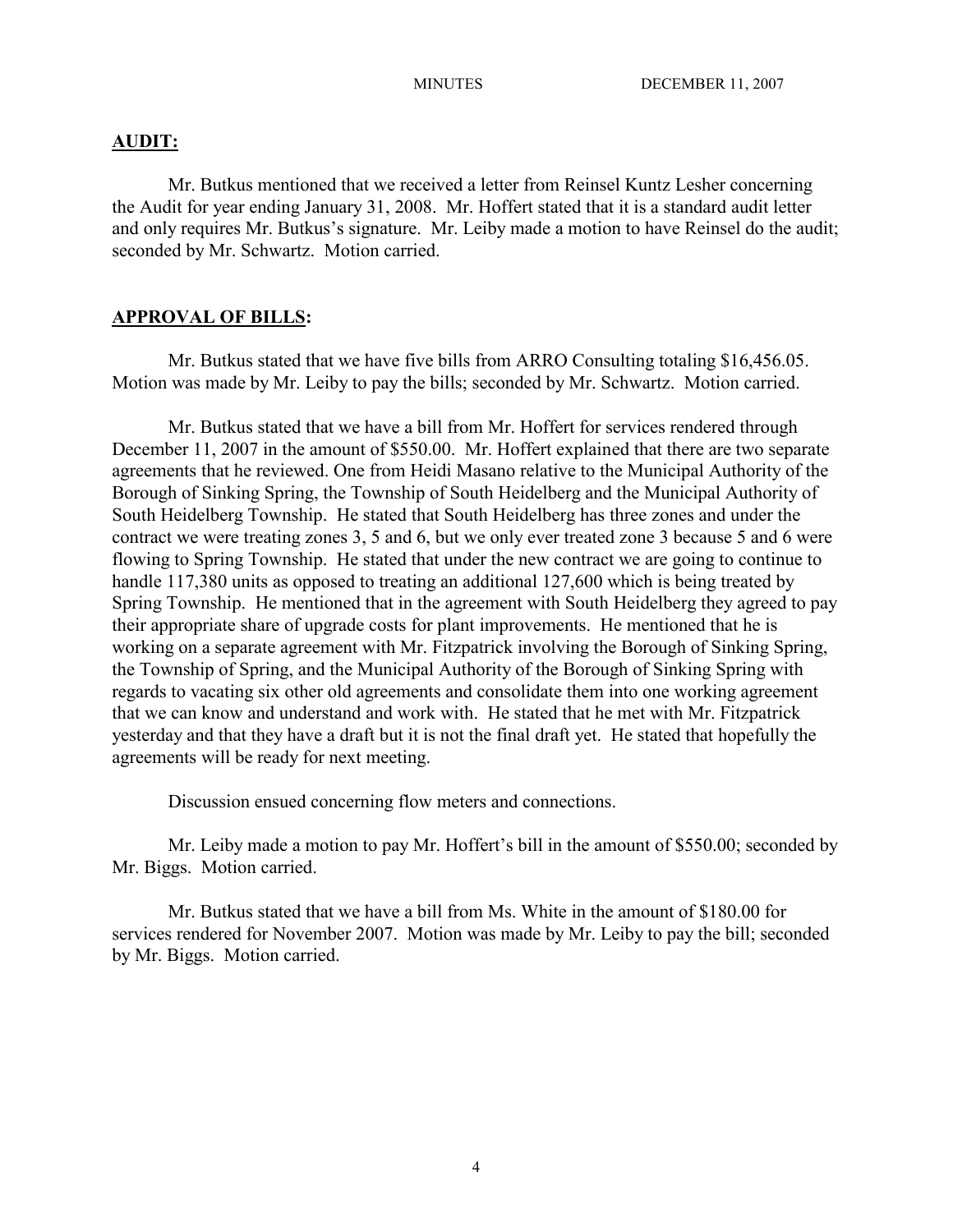## AUDIT:

Mr. Butkus mentioned that we received a letter from Reinsel Kuntz Lesher concerning the Audit for year ending January 31, 2008. Mr. Hoffert stated that it is a standard audit letter and only requires Mr. Butkus's signature. Mr. Leiby made a motion to have Reinsel do the audit; seconded by Mr. Schwartz. Motion carried.

## APPROVAL OF BILLS:

Mr. Butkus stated that we have five bills from ARRO Consulting totaling $16,456.05. Motion was made by Mr. Leiby to pay the bills; seconded by Mr. Schwartz. Motion carried.

Mr. Butkus stated that we have a bill from Mr. Hoffert for services rendered through December 11, 2007 in the amount of $550.00. Mr. Hoffert explained that there are two separate agreements that he reviewed. One from Heidi Masano relative to the Municipal Authority of the Borough of Sinking Spring, the Township of South Heidelberg and the Municipal Authority of South Heidelberg Township. He stated that South Heidelberg has three zones and under the contract we were treating zones 3, 5 and 6, but we only ever treated zone 3 because 5 and 6 were flowing to Spring Township. He stated that under the new contract we are going to continue to handle 117,380 units as opposed to treating an additional 127,600 which is being treated by Spring Township. He mentioned that in the agreement with South Heidelberg they agreed to pay their appropriate share of upgrade costs for plant improvements. He mentioned that he is working on a separate agreement with Mr. Fitzpatrick involving the Borough of Sinking Spring, the Township of Spring, and the Municipal Authority of the Borough of Sinking Spring with regards to vacating six other old agreements and consolidate them into one working agreement that we can know and understand and work with. He stated that he met with Mr. Fitzpatrick yesterday and that they have a draft but it is not the final draft yet. He stated that hopefully the agreements will be ready for next meeting.

Discussion ensued concerning flow meters and connections.

Mr. Leiby made a motion to pay Mr. Hoffert's bill in the amount of $550.00; seconded by Mr. Biggs. Motion carried.

Mr. Butkus stated that we have a bill from Ms. White in the amount of $180.00 for services rendered for November 2007. Motion was made by Mr. Leiby to pay the bill; seconded by Mr. Biggs. Motion carried.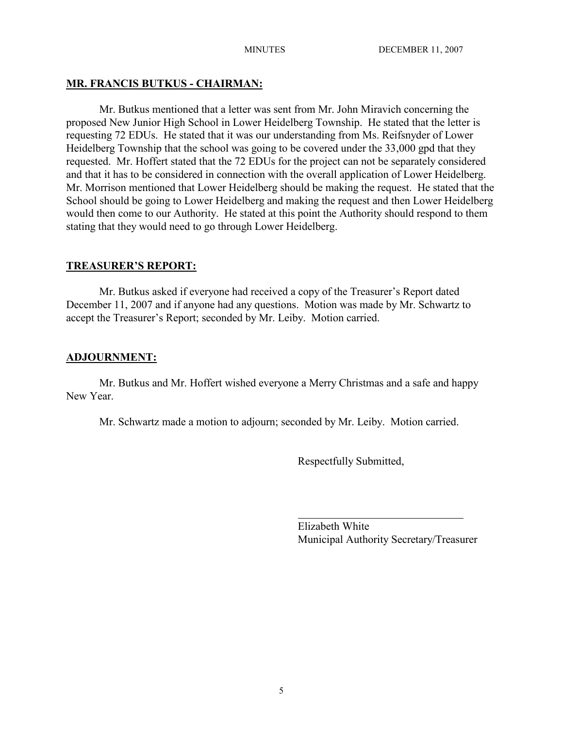## MR. FRANCIS BUTKUS - CHAIRMAN:

Mr. Butkus mentioned that a letter was sent from Mr. John Miravich concerning the proposed New Junior High School in Lower Heidelberg Township. He stated that the letter is requesting 72 EDUs. He stated that it was our understanding from Ms. Reifsnyder of Lower Heidelberg Township that the school was going to be covered under the 33,000 gpd that they requested. Mr. Hoffert stated that the 72 EDUs for the project can not be separately considered and that it has to be considered in connection with the overall application of Lower Heidelberg. Mr. Morrison mentioned that Lower Heidelberg should be making the request. He stated that the School should be going to Lower Heidelberg and making the request and then Lower Heidelberg would then come to our Authority. He stated at this point the Authority should respond to them stating that they would need to go through Lower Heidelberg.

## TREASURER'S REPORT:

Mr. Butkus asked if everyone had received a copy of the Treasurer's Report dated December 11, 2007 and if anyone had any questions. Motion was made by Mr. Schwartz to accept the Treasurer's Report; seconded by Mr. Leiby. Motion carried.

## ADJOURNMENT:

Mr. Butkus and Mr. Hoffert wished everyone a Merry Christmas and a safe and happy New Year.

Mr. Schwartz made a motion to adjourn; seconded by Mr. Leiby. Motion carried.

Respectfully Submitted,

Elizabeth White
Municipal Authority Secretary/Treasurer